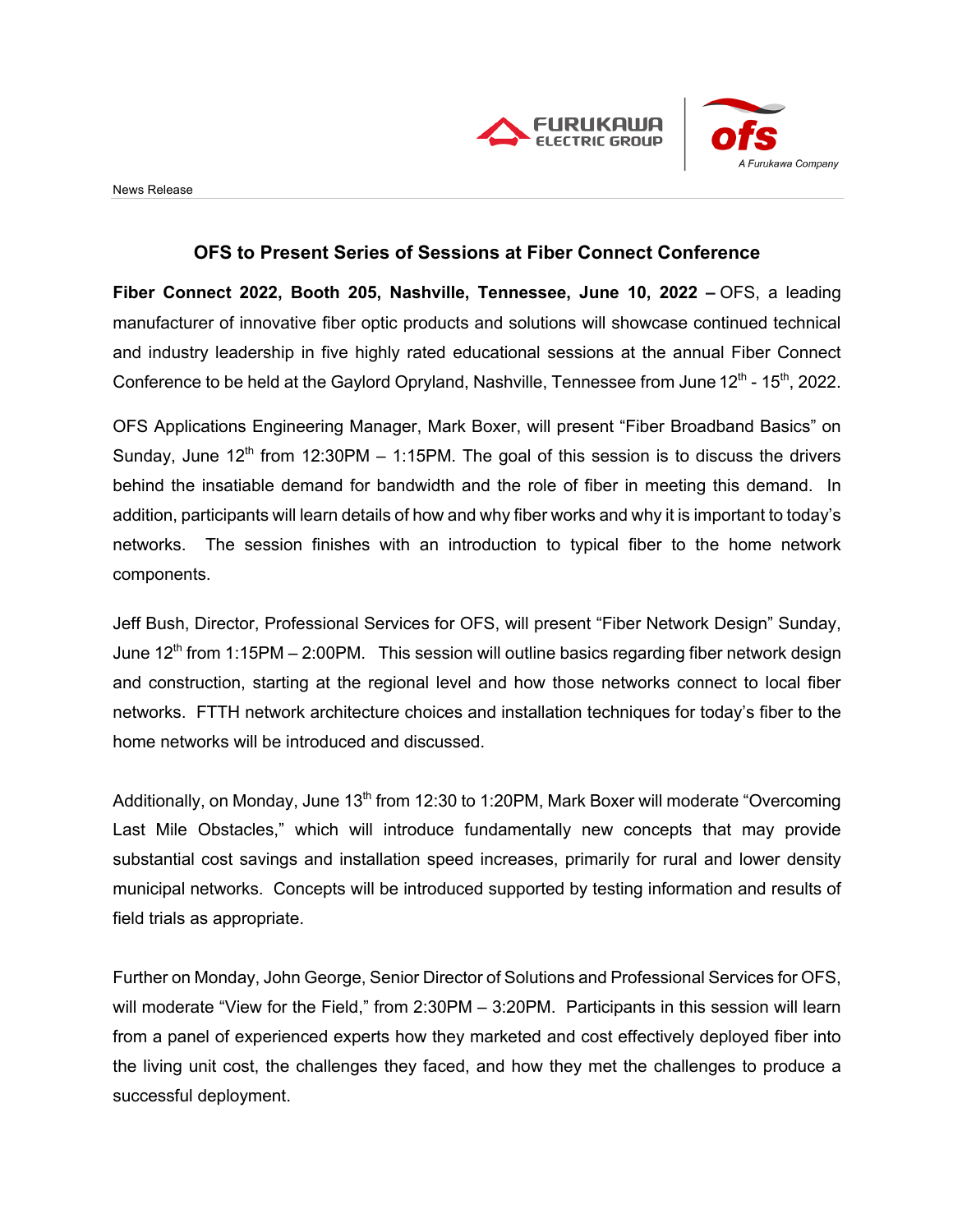News Release

## OFS to Present Series of Sessions at Fiber Connect Conference

**Fiber Connect 2022, Booth 205, Nashville, Tennessee, June 10, 2022 –** OFS, a leading manufacturer of innovative fiber optic products and solutions will showcase continued technical and industry leadership in five highly rated educational sessions at the annual Fiber Connect Conference to be held at the Gaylord Opryland, Nashville, Tennessee from June 12th - 15th, 2022.

OFS Applications Engineering Manager, Mark Boxer, will present "Fiber Broadband Basics" on Sunday, June 12th from 12:30PM – 1:15PM. The goal of this session is to discuss the drivers behind the insatiable demand for bandwidth and the role of fiber in meeting this demand. In addition, participants will learn details of how and why fiber works and why it is important to today's networks. The session finishes with an introduction to typical fiber to the home network components.

Jeff Bush, Director, Professional Services for OFS, will present "Fiber Network Design" Sunday, June 12th from 1:15PM – 2:00PM. This session will outline basics regarding fiber network design and construction, starting at the regional level and how those networks connect to local fiber networks. FTTH network architecture choices and installation techniques for today's fiber to the home networks will be introduced and discussed.

Additionally, on Monday, June 13th from 12:30 to 1:20PM, Mark Boxer will moderate "Overcoming Last Mile Obstacles," which will introduce fundamentally new concepts that may provide substantial cost savings and installation speed increases, primarily for rural and lower density municipal networks. Concepts will be introduced supported by testing information and results of field trials as appropriate.

Further on Monday, John George, Senior Director of Solutions and Professional Services for OFS, will moderate "View for the Field," from 2:30PM – 3:20PM. Participants in this session will learn from a panel of experienced experts how they marketed and cost effectively deployed fiber into the living unit cost, the challenges they faced, and how they met the challenges to produce a successful deployment.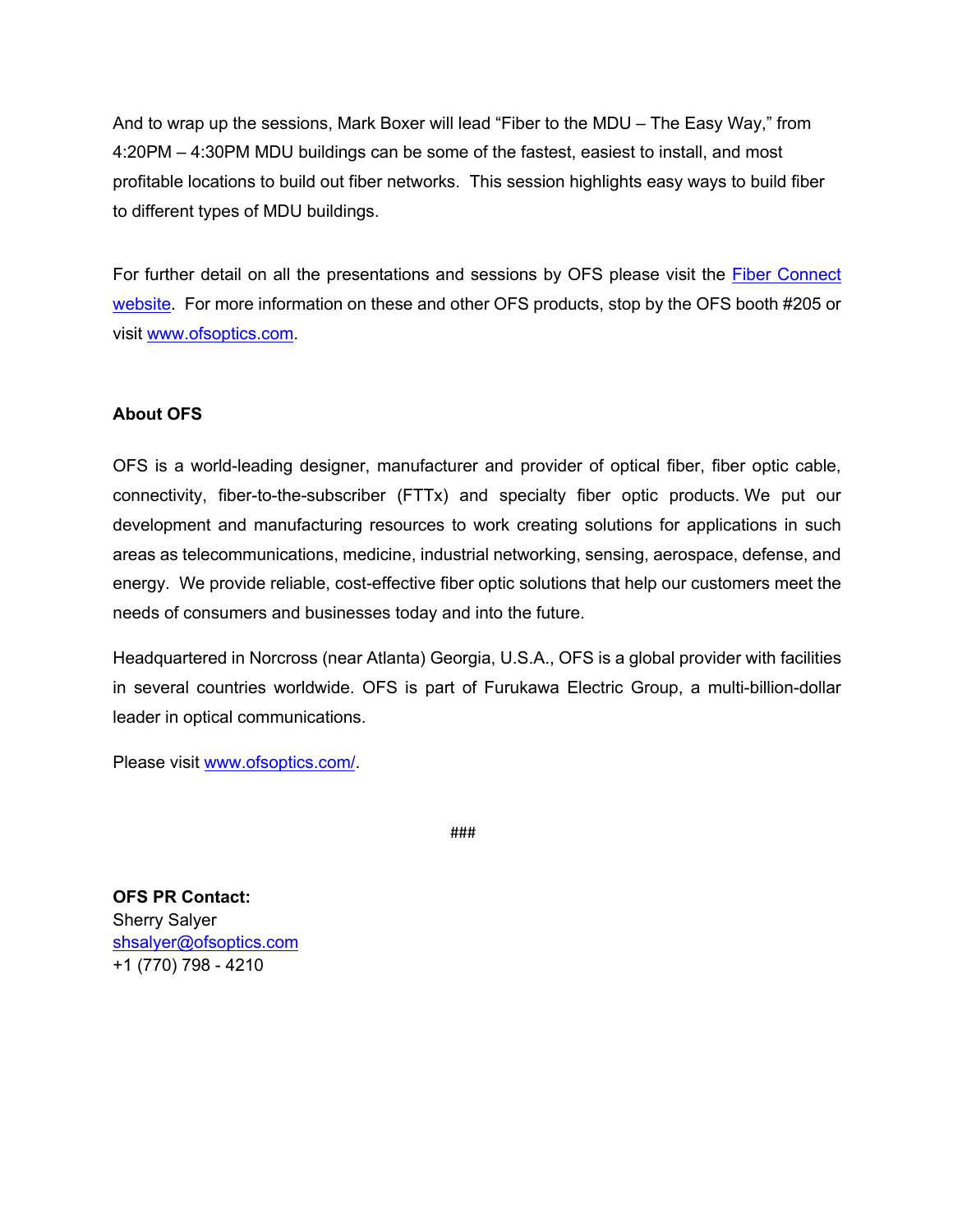And to wrap up the sessions, Mark Boxer will lead “Fiber to the MDU – The Easy Way,” from 4:20PM – 4:30PM MDU buildings can be some of the fastest, easiest to install, and most profitable locations to build out fiber networks.  This session highlights easy ways to build fiber to different types of MDU buildings.

For further detail on all the presentations and sessions by OFS please visit the Fiber Connect website.  For more information on these and other OFS products, stop by the OFS booth #205 or visit www.ofsoptics.com.

**About OFS**

OFS is a world-leading designer, manufacturer and provider of optical fiber, fiber optic cable, connectivity, fiber-to-the-subscriber (FTTx) and specialty fiber optic products. We put our development and manufacturing resources to work creating solutions for applications in such areas as telecommunications, medicine, industrial networking, sensing, aerospace, defense, and energy.  We provide reliable, cost-effective fiber optic solutions that help our customers meet the needs of consumers and businesses today and into the future.

Headquartered in Norcross (near Atlanta) Georgia, U.S.A., OFS is a global provider with facilities in several countries worldwide. OFS is part of Furukawa Electric Group, a multi-billion-dollar leader in optical communications.

Please visit www.ofsoptics.com/.

###

**OFS PR Contact:**
Sherry Salyer
shsalyer@ofsoptics.com
+1 (770) 798 - 4210